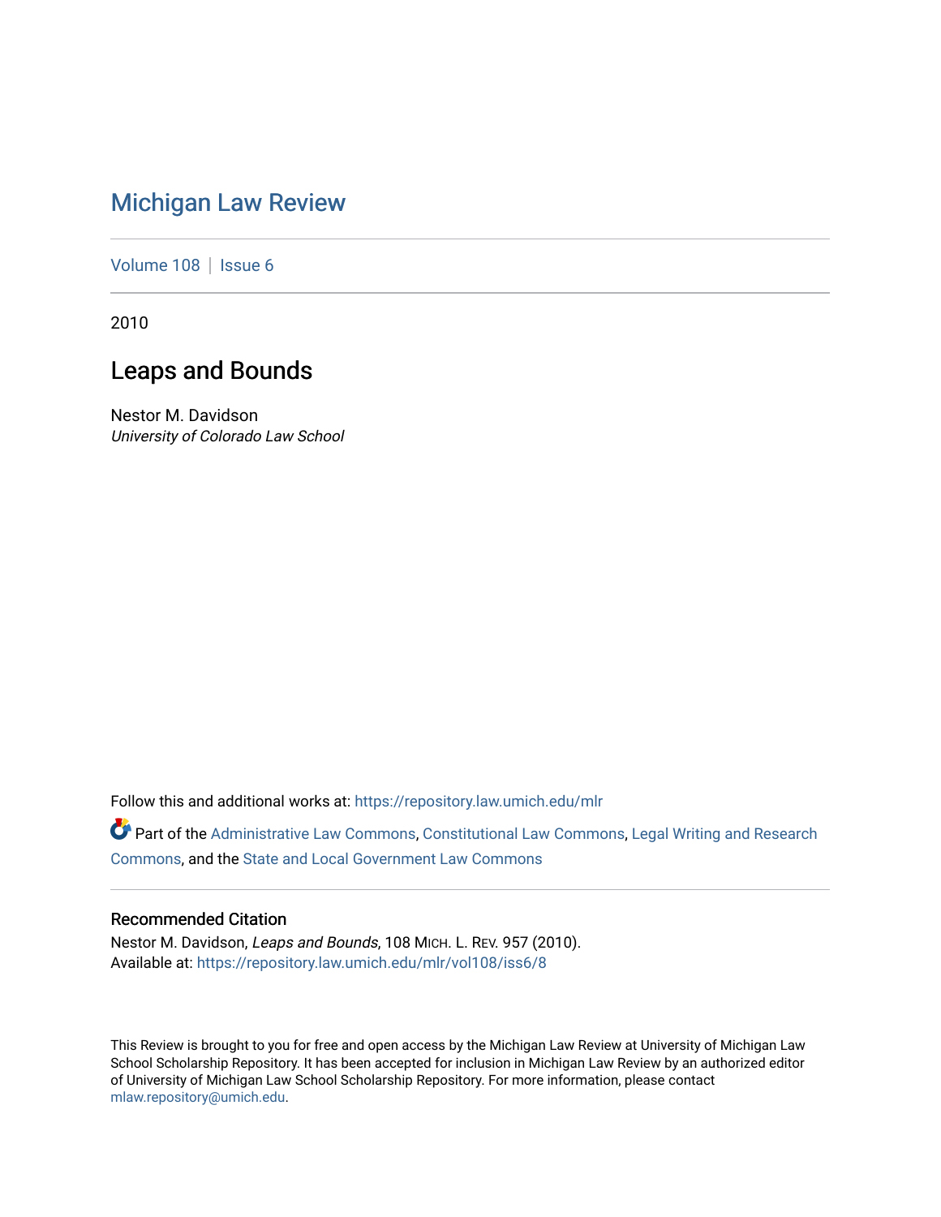# Michigan Law Review

Volume 108 | Issue 6

2010

## Leaps and Bounds

Nestor M. Davidson
*University of Colorado Law School*

Follow this and additional works at: https://repository.law.umich.edu/mlr

Part of the Administrative Law Commons, Constitutional Law Commons, Legal Writing and Research Commons, and the State and Local Government Law Commons

### Recommended Citation

Nestor M. Davidson, *Leaps and Bounds*, 108 MICH. L. REV. 957 (2010).
Available at: https://repository.law.umich.edu/mlr/vol108/iss6/8

This Review is brought to you for free and open access by the Michigan Law Review at University of Michigan Law School Scholarship Repository. It has been accepted for inclusion in Michigan Law Review by an authorized editor of University of Michigan Law School Scholarship Repository. For more information, please contact mlaw.repository@umich.edu.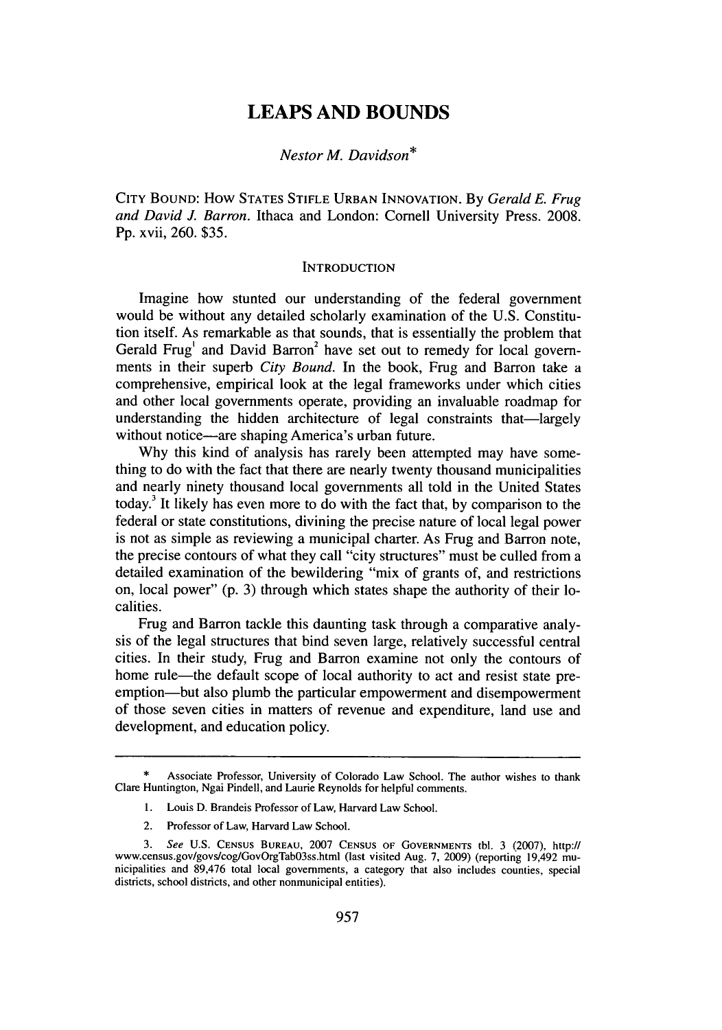# LEAPS AND BOUNDS

*Nestor M. Davidson**

CITY BOUND: HOW STATES STIFLE URBAN INNOVATION. By *Gerald E. Frug and David J. Barron*. Ithaca and London: Cornell University Press. 2008. Pp. xvii, 260. $35.

## INTRODUCTION

Imagine how stunted our understanding of the federal government would be without any detailed scholarly examination of the U.S. Constitution itself. As remarkable as that sounds, that is essentially the problem that Gerald Frug[1] and David Barron[2] have set out to remedy for local governments in their superb *City Bound*. In the book, Frug and Barron take a comprehensive, empirical look at the legal frameworks under which cities and other local governments operate, providing an invaluable roadmap for understanding the hidden architecture of legal constraints that—largely without notice—are shaping America's urban future.

Why this kind of analysis has rarely been attempted may have something to do with the fact that there are nearly twenty thousand municipalities and nearly ninety thousand local governments all told in the United States today.[3] It likely has even more to do with the fact that, by comparison to the federal or state constitutions, divining the precise nature of local legal power is not as simple as reviewing a municipal charter. As Frug and Barron note, the precise contours of what they call "city structures" must be culled from a detailed examination of the bewildering "mix of grants of, and restrictions on, local power" (p. 3) through which states shape the authority of their localities.

Frug and Barron tackle this daunting task through a comparative analysis of the legal structures that bind seven large, relatively successful central cities. In their study, Frug and Barron examine not only the contours of home rule—the default scope of local authority to act and resist state preemption—but also plumb the particular empowerment and disempowerment of those seven cities in matters of revenue and expenditure, land use and development, and education policy.

---

\* Associate Professor, University of Colorado Law School. The author wishes to thank Clare Huntington, Ngai Pindell, and Laurie Reynolds for helpful comments.

1. Louis D. Brandeis Professor of Law, Harvard Law School.

2. Professor of Law, Harvard Law School.

3. *See* U.S. CENSUS BUREAU, 2007 CENSUS OF GOVERNMENTS tbl. 3 (2007), http://www.census.gov/govs/cog/GovOrgTab03ss.html (last visited Aug. 7, 2009) (reporting 19,492 municipalities and 89,476 total local governments, a category that also includes counties, special districts, school districts, and other nonmunicipal entities).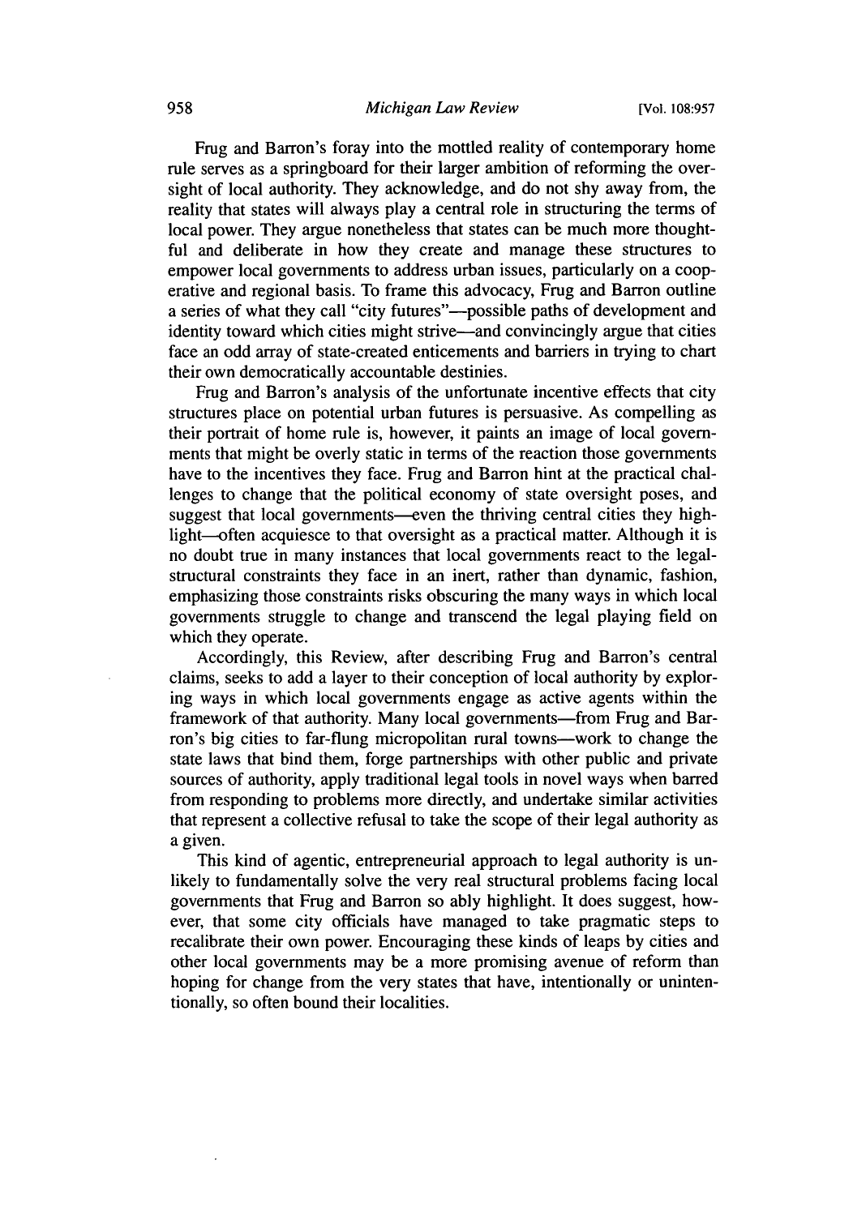Frug and Barron's foray into the mottled reality of contemporary home rule serves as a springboard for their larger ambition of reforming the oversight of local authority. They acknowledge, and do not shy away from, the reality that states will always play a central role in structuring the terms of local power. They argue nonetheless that states can be much more thoughtful and deliberate in how they create and manage these structures to empower local governments to address urban issues, particularly on a cooperative and regional basis. To frame this advocacy, Frug and Barron outline a series of what they call "city futures"—possible paths of development and identity toward which cities might strive—and convincingly argue that cities face an odd array of state-created enticements and barriers in trying to chart their own democratically accountable destinies.

Frug and Barron's analysis of the unfortunate incentive effects that city structures place on potential urban futures is persuasive. As compelling as their portrait of home rule is, however, it paints an image of local governments that might be overly static in terms of the reaction those governments have to the incentives they face. Frug and Barron hint at the practical challenges to change that the political economy of state oversight poses, and suggest that local governments—even the thriving central cities they highlight—often acquiesce to that oversight as a practical matter. Although it is no doubt true in many instances that local governments react to the legal-structural constraints they face in an inert, rather than dynamic, fashion, emphasizing those constraints risks obscuring the many ways in which local governments struggle to change and transcend the legal playing field on which they operate.

Accordingly, this Review, after describing Frug and Barron's central claims, seeks to add a layer to their conception of local authority by exploring ways in which local governments engage as active agents within the framework of that authority. Many local governments—from Frug and Barron's big cities to far-flung micropolitan rural towns—work to change the state laws that bind them, forge partnerships with other public and private sources of authority, apply traditional legal tools in novel ways when barred from responding to problems more directly, and undertake similar activities that represent a collective refusal to take the scope of their legal authority as a given.

This kind of agentic, entrepreneurial approach to legal authority is unlikely to fundamentally solve the very real structural problems facing local governments that Frug and Barron so ably highlight. It does suggest, however, that some city officials have managed to take pragmatic steps to recalibrate their own power. Encouraging these kinds of leaps by cities and other local governments may be a more promising avenue of reform than hoping for change from the very states that have, intentionally or unintentionally, so often bound their localities.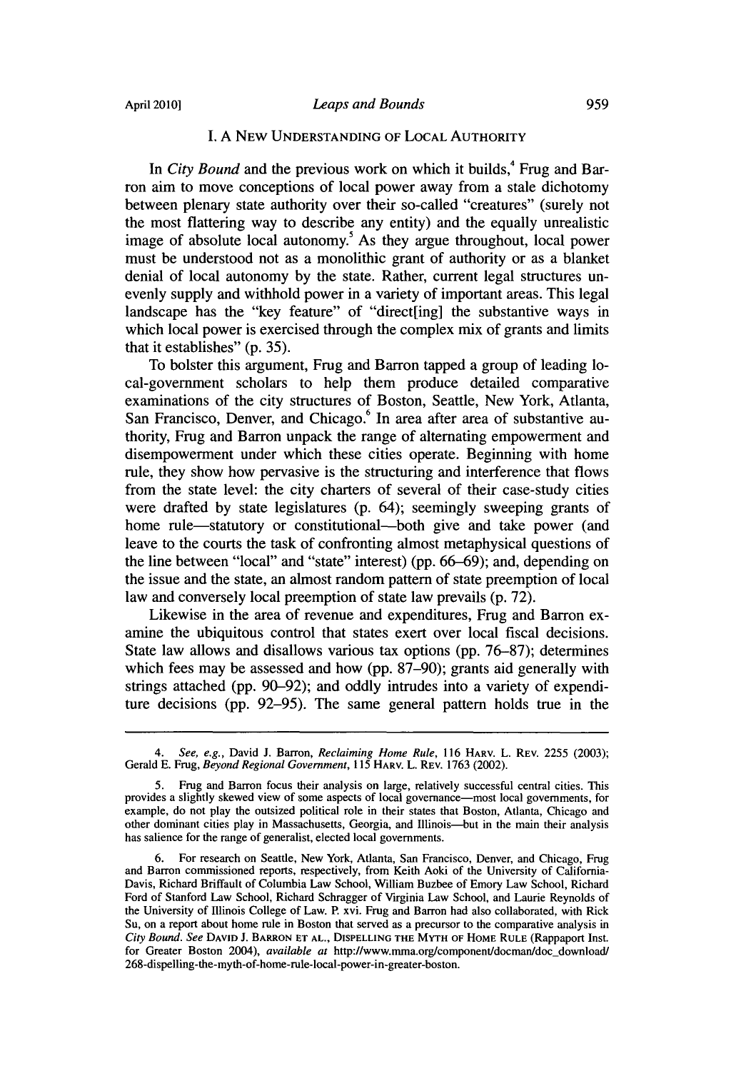## I. A New Understanding of Local Authority

In *City Bound* and the previous work on which it builds,[4] Frug and Barron aim to move conceptions of local power away from a stale dichotomy between plenary state authority over their so-called "creatures" (surely not the most flattering way to describe any entity) and the equally unrealistic image of absolute local autonomy.[5] As they argue throughout, local power must be understood not as a monolithic grant of authority or as a blanket denial of local autonomy by the state. Rather, current legal structures unevenly supply and withhold power in a variety of important areas. This legal landscape has the "key feature" of "direct[ing] the substantive ways in which local power is exercised through the complex mix of grants and limits that it establishes" (p. 35).

To bolster this argument, Frug and Barron tapped a group of leading local-government scholars to help them produce detailed comparative examinations of the city structures of Boston, Seattle, New York, Atlanta, San Francisco, Denver, and Chicago.[6] In area after area of substantive authority, Frug and Barron unpack the range of alternating empowerment and disempowerment under which these cities operate. Beginning with home rule, they show how pervasive is the structuring and interference that flows from the state level: the city charters of several of their case-study cities were drafted by state legislatures (p. 64); seemingly sweeping grants of home rule—statutory or constitutional—both give and take power (and leave to the courts the task of confronting almost metaphysical questions of the line between "local" and "state" interest) (pp. 66–69); and, depending on the issue and the state, an almost random pattern of state preemption of local law and conversely local preemption of state law prevails (p. 72).

Likewise in the area of revenue and expenditures, Frug and Barron examine the ubiquitous control that states exert over local fiscal decisions. State law allows and disallows various tax options (pp. 76–87); determines which fees may be assessed and how (pp. 87–90); grants aid generally with strings attached (pp. 90–92); and oddly intrudes into a variety of expenditure decisions (pp. 92–95). The same general pattern holds true in the

---

4. *See, e.g.*, David J. Barron, *Reclaiming Home Rule*, 116 Harv. L. Rev. 2255 (2003); Gerald E. Frug, *Beyond Regional Government*, 115 Harv. L. Rev. 1763 (2002).

5. Frug and Barron focus their analysis on large, relatively successful central cities. This provides a slightly skewed view of some aspects of local governance—most local governments, for example, do not play the outsized political role in their states that Boston, Atlanta, Chicago and other dominant cities play in Massachusetts, Georgia, and Illinois—but in the main their analysis has salience for the range of generalist, elected local governments.

6. For research on Seattle, New York, Atlanta, San Francisco, Denver, and Chicago, Frug and Barron commissioned reports, respectively, from Keith Aoki of the University of California-Davis, Richard Briffault of Columbia Law School, William Buzbee of Emory Law School, Richard Ford of Stanford Law School, Richard Schragger of Virginia Law School, and Laurie Reynolds of the University of Illinois College of Law. P. xvi. Frug and Barron had also collaborated, with Rick Su, on a report about home rule in Boston that served as a precursor to the comparative analysis in *City Bound*. *See* David J. Barron et al., Dispelling the Myth of Home Rule (Rappaport Inst. for Greater Boston 2004), *available at* http://www.mma.org/component/docman/doc_download/268-dispelling-the-myth-of-home-rule-local-power-in-greater-boston.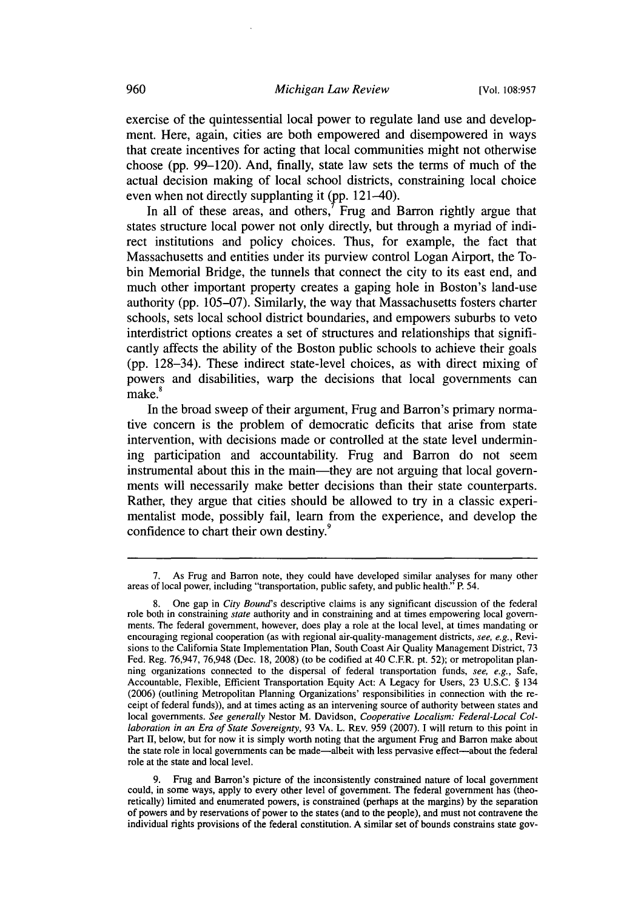exercise of the quintessential local power to regulate land use and development. Here, again, cities are both empowered and disempowered in ways that create incentives for acting that local communities might not otherwise choose (pp. 99–120). And, finally, state law sets the terms of much of the actual decision making of local school districts, constraining local choice even when not directly supplanting it (pp. 121–40).

In all of these areas, and others,[7] Frug and Barron rightly argue that states structure local power not only directly, but through a myriad of indirect institutions and policy choices. Thus, for example, the fact that Massachusetts and entities under its purview control Logan Airport, the Tobin Memorial Bridge, the tunnels that connect the city to its east end, and much other important property creates a gaping hole in Boston's land-use authority (pp. 105–07). Similarly, the way that Massachusetts fosters charter schools, sets local school district boundaries, and empowers suburbs to veto interdistrict options creates a set of structures and relationships that significantly affects the ability of the Boston public schools to achieve their goals (pp. 128–34). These indirect state-level choices, as with direct mixing of powers and disabilities, warp the decisions that local governments can make.[8]

In the broad sweep of their argument, Frug and Barron's primary normative concern is the problem of democratic deficits that arise from state intervention, with decisions made or controlled at the state level undermining participation and accountability. Frug and Barron do not seem instrumental about this in the main—they are not arguing that local governments will necessarily make better decisions than their state counterparts. Rather, they argue that cities should be allowed to try in a classic experimentalist mode, possibly fail, learn from the experience, and develop the confidence to chart their own destiny.[9]

---

7. As Frug and Barron note, they could have developed similar analyses for many other areas of local power, including "transportation, public safety, and public health." P. 54.

8. One gap in *City Bound*'s descriptive claims is any significant discussion of the federal role both in constraining *state* authority and in constraining and at times empowering local governments. The federal government, however, does play a role at the local level, at times mandating or encouraging regional cooperation (as with regional air-quality-management districts, *see, e.g.*, Revisions to the California State Implementation Plan, South Coast Air Quality Management District, 73 Fed. Reg. 76,947, 76,948 (Dec. 18, 2008) (to be codified at 40 C.F.R. pt. 52); or metropolitan planning organizations connected to the dispersal of federal transportation funds, *see, e.g.*, Safe, Accountable, Flexible, Efficient Transportation Equity Act: A Legacy for Users, 23 U.S.C. § 134 (2006) (outlining Metropolitan Planning Organizations' responsibilities in connection with the receipt of federal funds)), and at times acting as an intervening source of authority between states and local governments. *See generally* Nestor M. Davidson, *Cooperative Localism: Federal-Local Collaboration in an Era of State Sovereignty*, 93 VA. L. REV. 959 (2007). I will return to this point in Part II, below, but for now it is simply worth noting that the argument Frug and Barron make about the state role in local governments can be made—albeit with less pervasive effect—about the federal role at the state and local level.

9. Frug and Barron's picture of the inconsistently constrained nature of local government could, in some ways, apply to every other level of government. The federal government has (theoretically) limited and enumerated powers, is constrained (perhaps at the margins) by the separation of powers and by reservations of power to the states (and to the people), and must not contravene the individual rights provisions of the federal constitution. A similar set of bounds constrains state gov-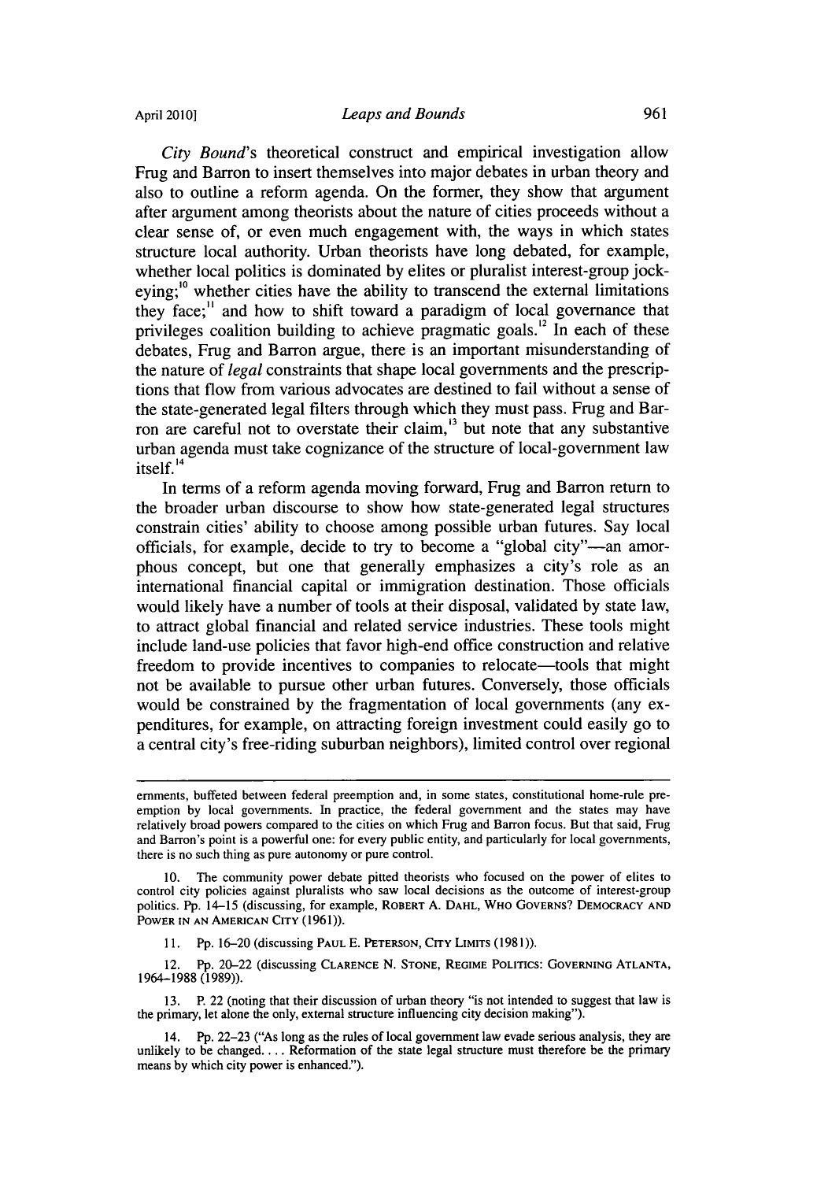*City Bound*'s theoretical construct and empirical investigation allow Frug and Barron to insert themselves into major debates in urban theory and also to outline a reform agenda. On the former, they show that argument after argument among theorists about the nature of cities proceeds without a clear sense of, or even much engagement with, the ways in which states structure local authority. Urban theorists have long debated, for example, whether local politics is dominated by elites or pluralist interest-group jockeying;[10] whether cities have the ability to transcend the external limitations they face;[11] and how to shift toward a paradigm of local governance that privileges coalition building to achieve pragmatic goals.[12] In each of these debates, Frug and Barron argue, there is an important misunderstanding of the nature of *legal* constraints that shape local governments and the prescriptions that flow from various advocates are destined to fail without a sense of the state-generated legal filters through which they must pass. Frug and Barron are careful not to overstate their claim,[13] but note that any substantive urban agenda must take cognizance of the structure of local-government law itself.[14]

In terms of a reform agenda moving forward, Frug and Barron return to the broader urban discourse to show how state-generated legal structures constrain cities' ability to choose among possible urban futures. Say local officials, for example, decide to try to become a "global city"—an amorphous concept, but one that generally emphasizes a city's role as an international financial capital or immigration destination. Those officials would likely have a number of tools at their disposal, validated by state law, to attract global financial and related service industries. These tools might include land-use policies that favor high-end office construction and relative freedom to provide incentives to companies to relocate—tools that might not be available to pursue other urban futures. Conversely, those officials would be constrained by the fragmentation of local governments (any expenditures, for example, on attracting foreign investment could easily go to a central city's free-riding suburban neighbors), limited control over regional

---

ernments, buffeted between federal preemption and, in some states, constitutional home-rule preemption by local governments. In practice, the federal government and the states may have relatively broad powers compared to the cities on which Frug and Barron focus. But that said, Frug and Barron's point is a powerful one: for every public entity, and particularly for local governments, there is no such thing as pure autonomy or pure control.

10. The community power debate pitted theorists who focused on the power of elites to control city policies against pluralists who saw local decisions as the outcome of interest-group politics. Pp. 14–15 (discussing, for example, ROBERT A. DAHL, WHO GOVERNS? DEMOCRACY AND POWER IN AN AMERICAN CITY (1961)).

11. Pp. 16–20 (discussing PAUL E. PETERSON, CITY LIMITS (1981)).

12. Pp. 20–22 (discussing CLARENCE N. STONE, REGIME POLITICS: GOVERNING ATLANTA, 1964–1988 (1989)).

13. P. 22 (noting that their discussion of urban theory "is not intended to suggest that law is the primary, let alone the only, external structure influencing city decision making").

14. Pp. 22–23 ("As long as the rules of local government law evade serious analysis, they are unlikely to be changed. . . . Reformation of the state legal structure must therefore be the primary means by which city power is enhanced.").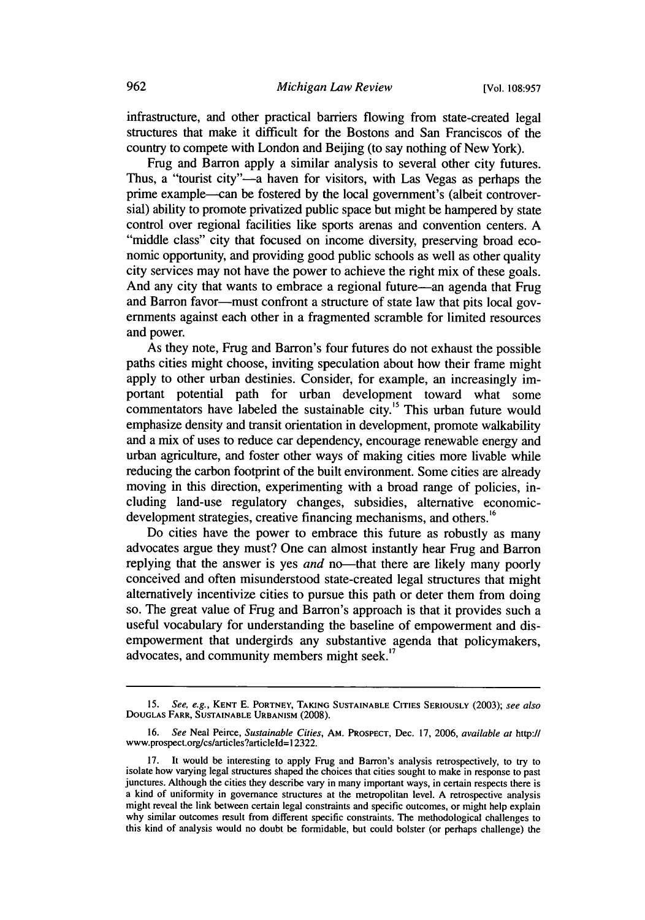infrastructure, and other practical barriers flowing from state-created legal structures that make it difficult for the Bostons and San Franciscos of the country to compete with London and Beijing (to say nothing of New York).

Frug and Barron apply a similar analysis to several other city futures. Thus, a "tourist city"—a haven for visitors, with Las Vegas as perhaps the prime example—can be fostered by the local government's (albeit controversial) ability to promote privatized public space but might be hampered by state control over regional facilities like sports arenas and convention centers. A "middle class" city that focused on income diversity, preserving broad economic opportunity, and providing good public schools as well as other quality city services may not have the power to achieve the right mix of these goals. And any city that wants to embrace a regional future—an agenda that Frug and Barron favor—must confront a structure of state law that pits local governments against each other in a fragmented scramble for limited resources and power.

As they note, Frug and Barron's four futures do not exhaust the possible paths cities might choose, inviting speculation about how their frame might apply to other urban destinies. Consider, for example, an increasingly important potential path for urban development toward what some commentators have labeled the sustainable city.[15] This urban future would emphasize density and transit orientation in development, promote walkability and a mix of uses to reduce car dependency, encourage renewable energy and urban agriculture, and foster other ways of making cities more livable while reducing the carbon footprint of the built environment. Some cities are already moving in this direction, experimenting with a broad range of policies, including land-use regulatory changes, subsidies, alternative economic-development strategies, creative financing mechanisms, and others.[16]

Do cities have the power to embrace this future as robustly as many advocates argue they must? One can almost instantly hear Frug and Barron replying that the answer is yes *and* no—that there are likely many poorly conceived and often misunderstood state-created legal structures that might alternatively incentivize cities to pursue this path or deter them from doing so. The great value of Frug and Barron's approach is that it provides such a useful vocabulary for understanding the baseline of empowerment and disempowerment that undergirds any substantive agenda that policymakers, advocates, and community members might seek.[17]

---

15. *See, e.g.*, KENT E. PORTNEY, TAKING SUSTAINABLE CITIES SERIOUSLY (2003); *see also* DOUGLAS FARR, SUSTAINABLE URBANISM (2008).

16. *See* Neal Peirce, *Sustainable Cities*, AM. PROSPECT, Dec. 17, 2006, *available at* http://www.prospect.org/cs/articles?articleId=12322.

17. It would be interesting to apply Frug and Barron's analysis retrospectively, to try to isolate how varying legal structures shaped the choices that cities sought to make in response to past junctures. Although the cities they describe vary in many important ways, in certain respects there is a kind of uniformity in governance structures at the metropolitan level. A retrospective analysis might reveal the link between certain legal constraints and specific outcomes, or might help explain why similar outcomes result from different specific constraints. The methodological challenges to this kind of analysis would no doubt be formidable, but could bolster (or perhaps challenge) the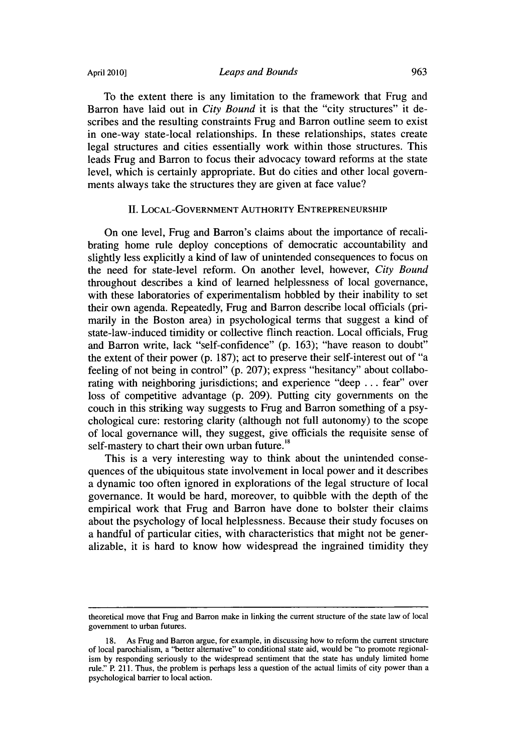To the extent there is any limitation to the framework that Frug and Barron have laid out in *City Bound* it is that the "city structures" it describes and the resulting constraints Frug and Barron outline seem to exist in one-way state-local relationships. In these relationships, states create legal structures and cities essentially work within those structures. This leads Frug and Barron to focus their advocacy toward reforms at the state level, which is certainly appropriate. But do cities and other local governments always take the structures they are given at face value?

## II. LOCAL-GOVERNMENT AUTHORITY ENTREPRENEURSHIP

On one level, Frug and Barron's claims about the importance of recalibrating home rule deploy conceptions of democratic accountability and slightly less explicitly a kind of law of unintended consequences to focus on the need for state-level reform. On another level, however, *City Bound* throughout describes a kind of learned helplessness of local governance, with these laboratories of experimentalism hobbled by their inability to set their own agenda. Repeatedly, Frug and Barron describe local officials (primarily in the Boston area) in psychological terms that suggest a kind of state-law-induced timidity or collective flinch reaction. Local officials, Frug and Barron write, lack "self-confidence" (p. 163); "have reason to doubt" the extent of their power (p. 187); act to preserve their self-interest out of "a feeling of not being in control" (p. 207); express "hesitancy" about collaborating with neighboring jurisdictions; and experience "deep . . . fear" over loss of competitive advantage (p. 209). Putting city governments on the couch in this striking way suggests to Frug and Barron something of a psychological cure: restoring clarity (although not full autonomy) to the scope of local governance will, they suggest, give officials the requisite sense of self-mastery to chart their own urban future.[18]

This is a very interesting way to think about the unintended consequences of the ubiquitous state involvement in local power and it describes a dynamic too often ignored in explorations of the legal structure of local governance. It would be hard, moreover, to quibble with the depth of the empirical work that Frug and Barron have done to bolster their claims about the psychology of local helplessness. Because their study focuses on a handful of particular cities, with characteristics that might not be generalizable, it is hard to know how widespread the ingrained timidity they

---

theoretical move that Frug and Barron make in linking the current structure of the state law of local government to urban futures.

18. As Frug and Barron argue, for example, in discussing how to reform the current structure of local parochialism, a "better alternative" to conditional state aid, would be "to promote regionalism by responding seriously to the widespread sentiment that the state has unduly limited home rule." P. 211. Thus, the problem is perhaps less a question of the actual limits of city power than a psychological barrier to local action.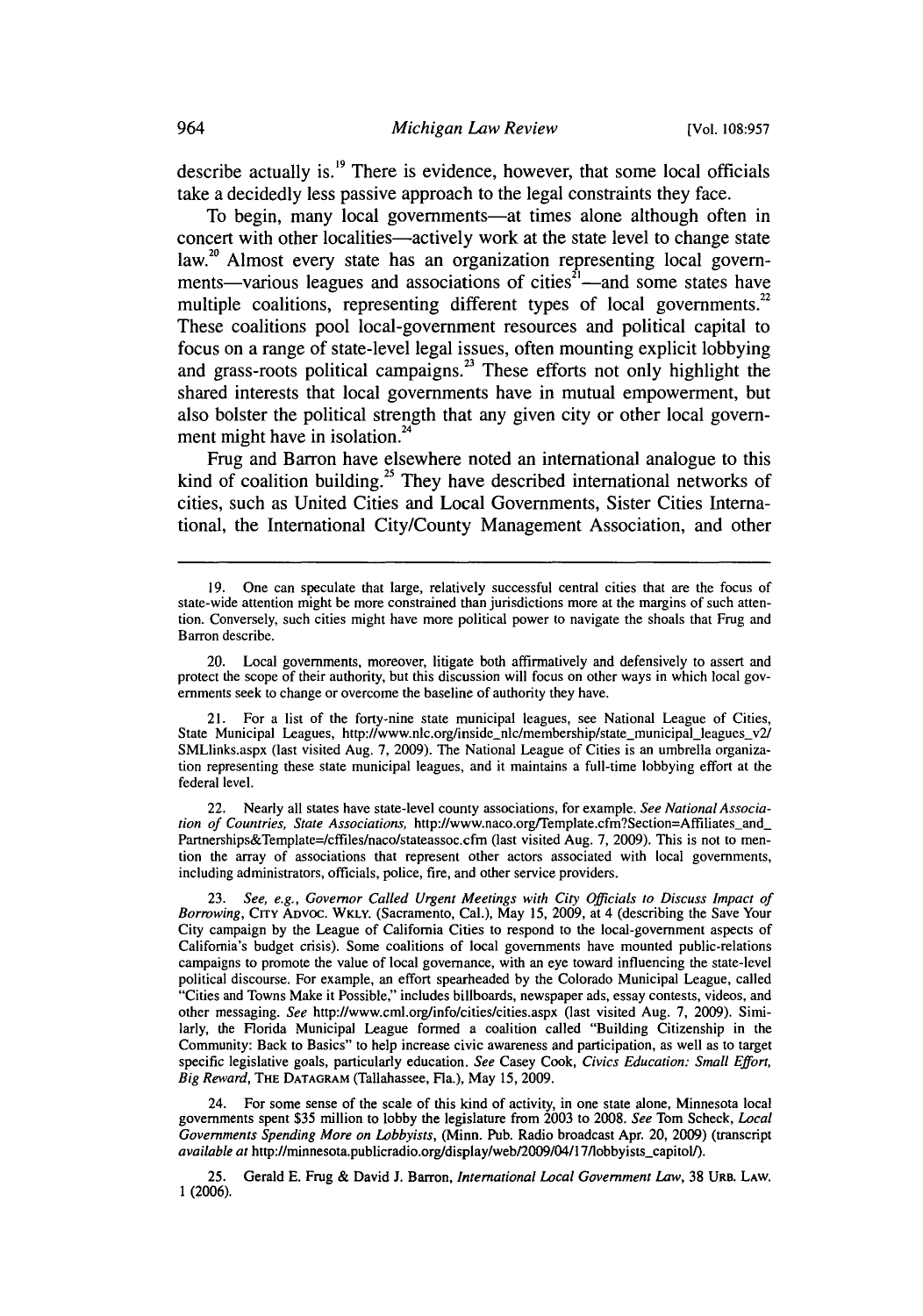describe actually is.[19] There is evidence, however, that some local officials take a decidedly less passive approach to the legal constraints they face.

To begin, many local governments—at times alone although often in concert with other localities—actively work at the state level to change state law.[20] Almost every state has an organization representing local governments—various leagues and associations of cities[21]—and some states have multiple coalitions, representing different types of local governments.[22] These coalitions pool local-government resources and political capital to focus on a range of state-level legal issues, often mounting explicit lobbying and grass-roots political campaigns.[23] These efforts not only highlight the shared interests that local governments have in mutual empowerment, but also bolster the political strength that any given city or other local government might have in isolation.[24]

Frug and Barron have elsewhere noted an international analogue to this kind of coalition building.[25] They have described international networks of cities, such as United Cities and Local Governments, Sister Cities International, the International City/County Management Association, and other

---

19. One can speculate that large, relatively successful central cities that are the focus of state-wide attention might be more constrained than jurisdictions more at the margins of such attention. Conversely, such cities might have more political power to navigate the shoals that Frug and Barron describe.

20. Local governments, moreover, litigate both affirmatively and defensively to assert and protect the scope of their authority, but this discussion will focus on other ways in which local governments seek to change or overcome the baseline of authority they have.

21. For a list of the forty-nine state municipal leagues, see National League of Cities, State Municipal Leagues, http://www.nlc.org/inside_nlc/membership/state_municipal_leagues_v2/SMLlinks.aspx (last visited Aug. 7, 2009). The National League of Cities is an umbrella organization representing these state municipal leagues, and it maintains a full-time lobbying effort at the federal level.

22. Nearly all states have state-level county associations, for example. *See National Association of Countries, State Associations,* http://www.naco.org/Template.cfm?Section=Affiliates_and_Partnerships&Template=/cffiles/naco/stateassoc.cfm (last visited Aug. 7, 2009). This is not to mention the array of associations that represent other actors associated with local governments, including administrators, officials, police, fire, and other service providers.

23. *See, e.g., Governor Called Urgent Meetings with City Officials to Discuss Impact of Borrowing*, CITY ADVOC. WKLY. (Sacramento, Cal.), May 15, 2009, at 4 (describing the Save Your City campaign by the League of California Cities to respond to the local-government aspects of California's budget crisis). Some coalitions of local governments have mounted public-relations campaigns to promote the value of local governance, with an eye toward influencing the state-level political discourse. For example, an effort spearheaded by the Colorado Municipal League, called "Cities and Towns Make it Possible," includes billboards, newspaper ads, essay contests, videos, and other messaging. *See* http://www.cml.org/info/cities/cities.aspx (last visited Aug. 7, 2009). Similarly, the Florida Municipal League formed a coalition called "Building Citizenship in the Community: Back to Basics" to help increase civic awareness and participation, as well as to target specific legislative goals, particularly education. *See* Casey Cook, *Civics Education: Small Effort, Big Reward*, THE DATAGRAM (Tallahassee, Fla.), May 15, 2009.

24. For some sense of the scale of this kind of activity, in one state alone, Minnesota local governments spent $35 million to lobby the legislature from 2003 to 2008. *See* Tom Scheck, *Local Governments Spending More on Lobbyists*, (Minn. Pub. Radio broadcast Apr. 20, 2009) (transcript *available at* http://minnesota.publicradio.org/display/web/2009/04/17/lobbyists_capitol/).

25. Gerald E. Frug & David J. Barron, *International Local Government Law*, 38 URB. LAW. 1 (2006).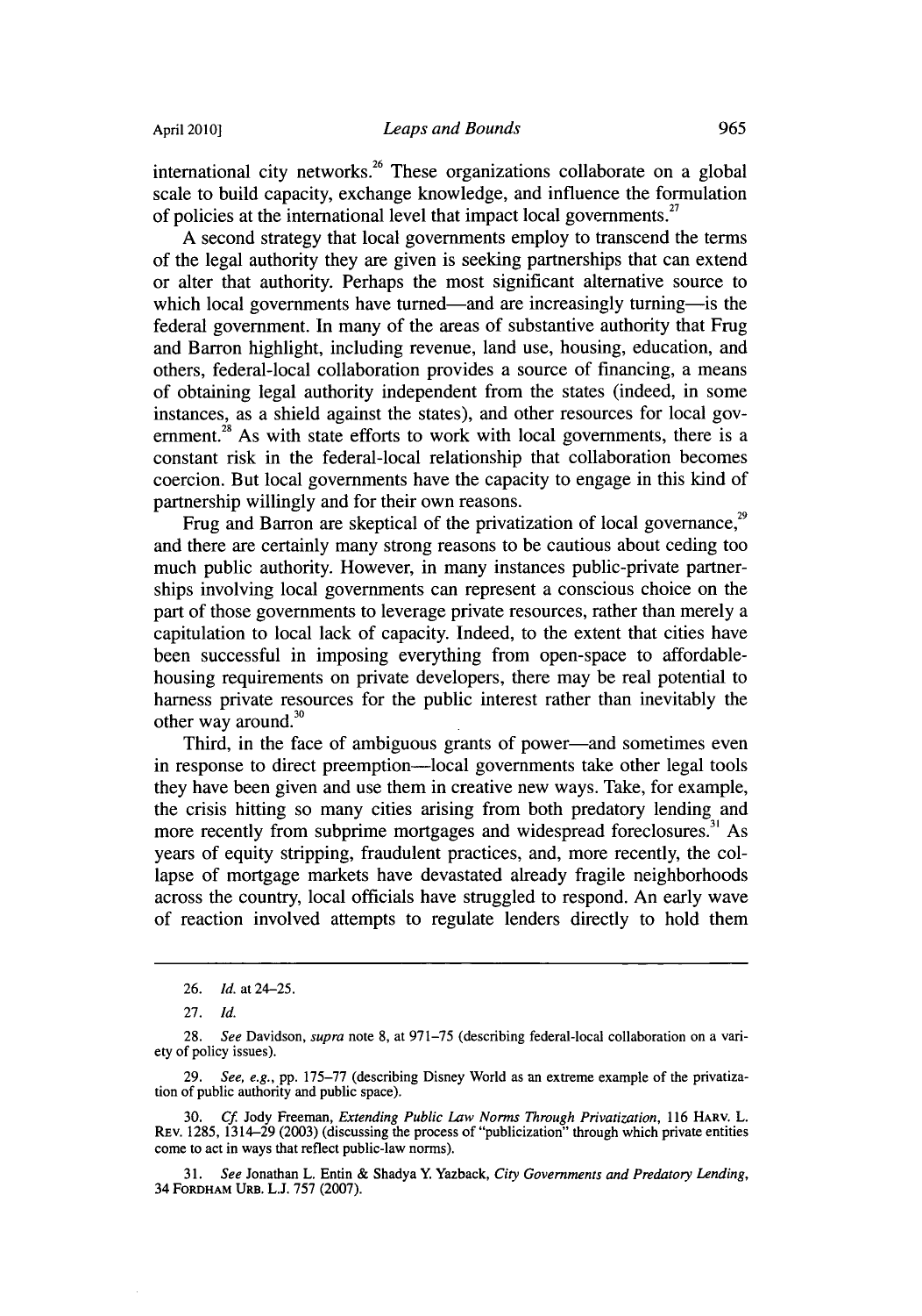international city networks.[26] These organizations collaborate on a global scale to build capacity, exchange knowledge, and influence the formulation of policies at the international level that impact local governments.[27]

A second strategy that local governments employ to transcend the terms of the legal authority they are given is seeking partnerships that can extend or alter that authority. Perhaps the most significant alternative source to which local governments have turned—and are increasingly turning—is the federal government. In many of the areas of substantive authority that Frug and Barron highlight, including revenue, land use, housing, education, and others, federal-local collaboration provides a source of financing, a means of obtaining legal authority independent from the states (indeed, in some instances, as a shield against the states), and other resources for local government.[28] As with state efforts to work with local governments, there is a constant risk in the federal-local relationship that collaboration becomes coercion. But local governments have the capacity to engage in this kind of partnership willingly and for their own reasons.

Frug and Barron are skeptical of the privatization of local governance,[29] and there are certainly many strong reasons to be cautious about ceding too much public authority. However, in many instances public-private partnerships involving local governments can represent a conscious choice on the part of those governments to leverage private resources, rather than merely a capitulation to local lack of capacity. Indeed, to the extent that cities have been successful in imposing everything from open-space to affordable-housing requirements on private developers, there may be real potential to harness private resources for the public interest rather than inevitably the other way around.[30]

Third, in the face of ambiguous grants of power—and sometimes even in response to direct preemption—local governments take other legal tools they have been given and use them in creative new ways. Take, for example, the crisis hitting so many cities arising from both predatory lending and more recently from subprime mortgages and widespread foreclosures.[31] As years of equity stripping, fraudulent practices, and, more recently, the collapse of mortgage markets have devastated already fragile neighborhoods across the country, local officials have struggled to respond. An early wave of reaction involved attempts to regulate lenders directly to hold them

---

26. *Id.* at 24–25.

27. *Id.*

28. *See* Davidson, *supra* note 8, at 971–75 (describing federal-local collaboration on a variety of policy issues).

29. *See, e.g.*, pp. 175–77 (describing Disney World as an extreme example of the privatization of public authority and public space).

30. *Cf.* Jody Freeman, *Extending Public Law Norms Through Privatization*, 116 HARV. L. REV. 1285, 1314–29 (2003) (discussing the process of "publicization" through which private entities come to act in ways that reflect public-law norms).

31. *See* Jonathan L. Entin & Shadya Y. Yazback, *City Governments and Predatory Lending*, 34 FORDHAM URB. L.J. 757 (2007).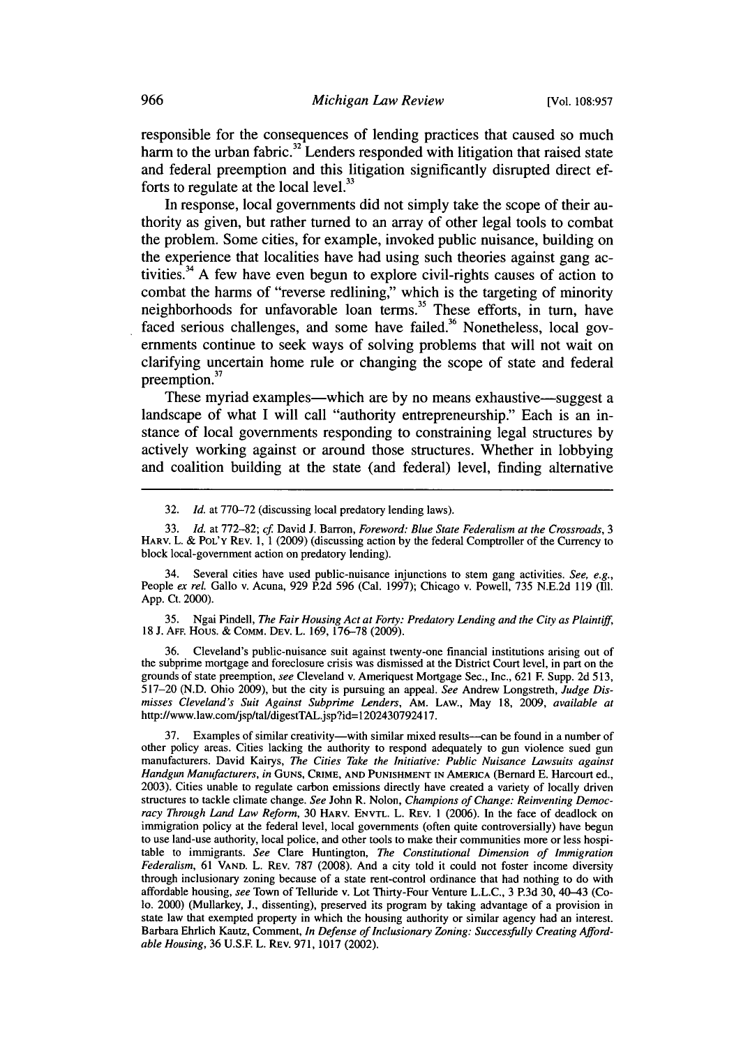responsible for the consequences of lending practices that caused so much harm to the urban fabric.[32] Lenders responded with litigation that raised state and federal preemption and this litigation significantly disrupted direct efforts to regulate at the local level.[33]

In response, local governments did not simply take the scope of their authority as given, but rather turned to an array of other legal tools to combat the problem. Some cities, for example, invoked public nuisance, building on the experience that localities have had using such theories against gang activities.[34] A few have even begun to explore civil-rights causes of action to combat the harms of "reverse redlining," which is the targeting of minority neighborhoods for unfavorable loan terms.[35] These efforts, in turn, have faced serious challenges, and some have failed.[36] Nonetheless, local governments continue to seek ways of solving problems that will not wait on clarifying uncertain home rule or changing the scope of state and federal preemption.[37]

These myriad examples—which are by no means exhaustive—suggest a landscape of what I will call "authority entrepreneurship." Each is an instance of local governments responding to constraining legal structures by actively working against or around those structures. Whether in lobbying and coalition building at the state (and federal) level, finding alternative

---

32. *Id.* at 770–72 (discussing local predatory lending laws).

33. *Id.* at 772–82; *cf.* David J. Barron, *Foreword: Blue State Federalism at the Crossroads*, 3 HARV. L. & POL'Y REV. 1, 1 (2009) (discussing action by the federal Comptroller of the Currency to block local-government action on predatory lending).

34. Several cities have used public-nuisance injunctions to stem gang activities. *See, e.g.*, People *ex rel.* Gallo v. Acuna, 929 P.2d 596 (Cal. 1997); Chicago v. Powell, 735 N.E.2d 119 (Ill. App. Ct. 2000).

35. Ngai Pindell, *The Fair Housing Act at Forty: Predatory Lending and the City as Plaintiff*, 18 J. AFF. HOUS. & COMM. DEV. L. 169, 176–78 (2009).

36. Cleveland's public-nuisance suit against twenty-one financial institutions arising out of the subprime mortgage and foreclosure crisis was dismissed at the District Court level, in part on the grounds of state preemption, *see* Cleveland v. Ameriquest Mortgage Sec., Inc., 621 F. Supp. 2d 513, 517–20 (N.D. Ohio 2009), but the city is pursuing an appeal. *See* Andrew Longstreth, *Judge Dismisses Cleveland's Suit Against Subprime Lenders*, AM. LAW., May 18, 2009, *available at* http://www.law.com/jsp/tal/digestTAL.jsp?id=1202430792417.

37. Examples of similar creativity—with similar mixed results—can be found in a number of other policy areas. Cities lacking the authority to respond adequately to gun violence sued gun manufacturers. David Kairys, *The Cities Take the Initiative: Public Nuisance Lawsuits against Handgun Manufacturers*, *in* GUNS, CRIME, AND PUNISHMENT IN AMERICA (Bernard E. Harcourt ed., 2003). Cities unable to regulate carbon emissions directly have created a variety of locally driven structures to tackle climate change. *See* John R. Nolon, *Champions of Change: Reinventing Democracy Through Land Law Reform*, 30 HARV. ENVTL. L. REV. 1 (2006). In the face of deadlock on immigration policy at the federal level, local governments (often quite controversially) have begun to use land-use authority, local police, and other tools to make their communities more or less hospitable to immigrants. *See* Clare Huntington, *The Constitutional Dimension of Immigration Federalism*, 61 VAND. L. REV. 787 (2008). And a city told it could not foster income diversity through inclusionary zoning because of a state rent-control ordinance that had nothing to do with affordable housing, *see* Town of Telluride v. Lot Thirty-Four Venture L.L.C., 3 P.3d 30, 40–43 (Colo. 2000) (Mullarkey, J., dissenting), preserved its program by taking advantage of a provision in state law that exempted property in which the housing authority or similar agency had an interest. Barbara Ehrlich Kautz, Comment, *In Defense of Inclusionary Zoning: Successfully Creating Affordable Housing*, 36 U.S.F. L. REV. 971, 1017 (2002).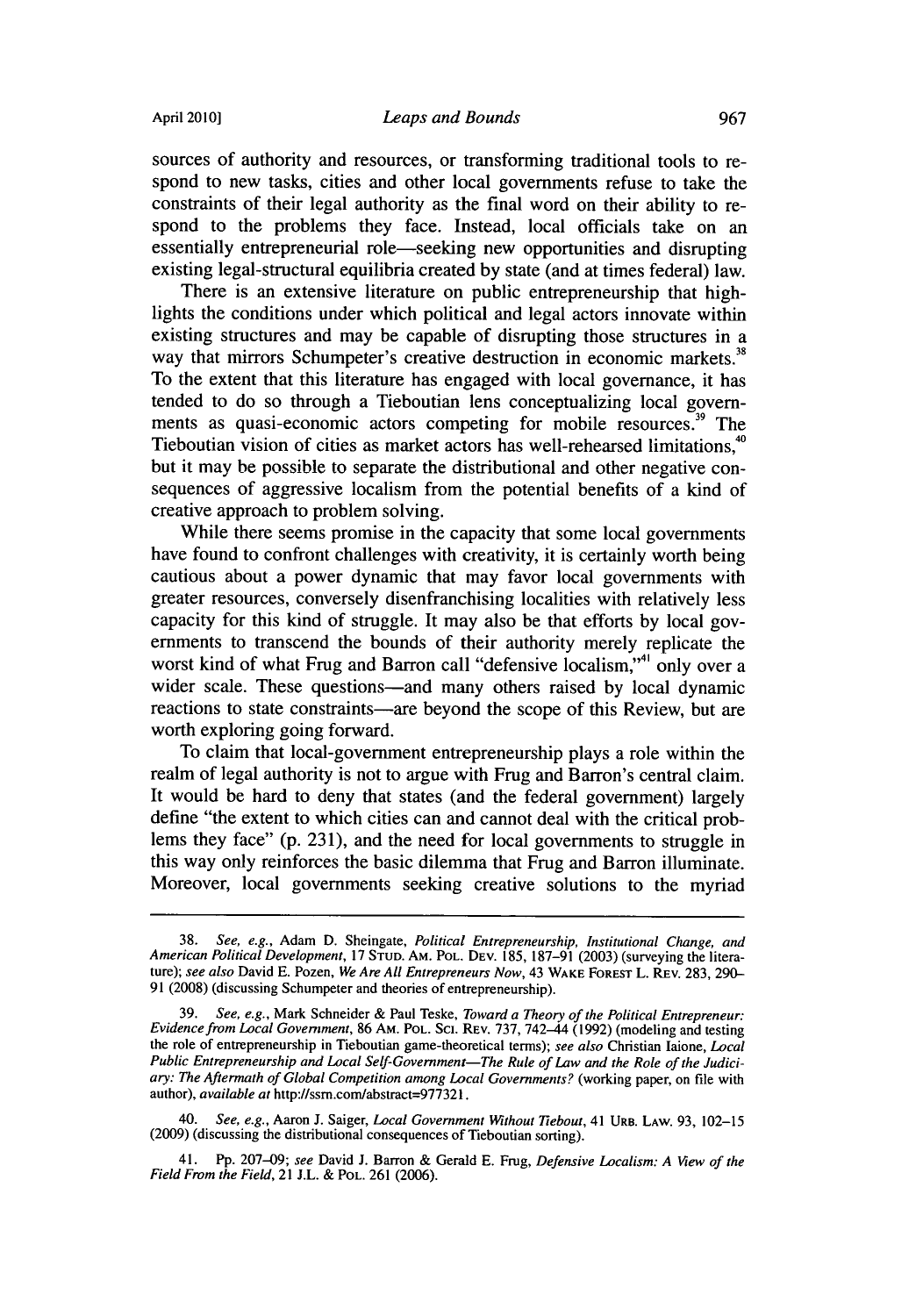sources of authority and resources, or transforming traditional tools to respond to new tasks, cities and other local governments refuse to take the constraints of their legal authority as the final word on their ability to respond to the problems they face. Instead, local officials take on an essentially entrepreneurial role—seeking new opportunities and disrupting existing legal-structural equilibria created by state (and at times federal) law.

There is an extensive literature on public entrepreneurship that highlights the conditions under which political and legal actors innovate within existing structures and may be capable of disrupting those structures in a way that mirrors Schumpeter's creative destruction in economic markets.[38] To the extent that this literature has engaged with local governance, it has tended to do so through a Tieboutian lens conceptualizing local governments as quasi-economic actors competing for mobile resources.[39] The Tieboutian vision of cities as market actors has well-rehearsed limitations,[40] but it may be possible to separate the distributional and other negative consequences of aggressive localism from the potential benefits of a kind of creative approach to problem solving.

While there seems promise in the capacity that some local governments have found to confront challenges with creativity, it is certainly worth being cautious about a power dynamic that may favor local governments with greater resources, conversely disenfranchising localities with relatively less capacity for this kind of struggle. It may also be that efforts by local governments to transcend the bounds of their authority merely replicate the worst kind of what Frug and Barron call "defensive localism,"[41] only over a wider scale. These questions—and many others raised by local dynamic reactions to state constraints—are beyond the scope of this Review, but are worth exploring going forward.

To claim that local-government entrepreneurship plays a role within the realm of legal authority is not to argue with Frug and Barron's central claim. It would be hard to deny that states (and the federal government) largely define "the extent to which cities can and cannot deal with the critical problems they face" (p. 231), and the need for local governments to struggle in this way only reinforces the basic dilemma that Frug and Barron illuminate. Moreover, local governments seeking creative solutions to the myriad

---

38. *See, e.g.*, Adam D. Sheingate, *Political Entrepreneurship, Institutional Change, and American Political Development*, 17 STUD. AM. POL. DEV. 185, 187–91 (2003) (surveying the literature); *see also* David E. Pozen, *We Are All Entrepreneurs Now*, 43 WAKE FOREST L. REV. 283, 290–91 (2008) (discussing Schumpeter and theories of entrepreneurship).

39. *See, e.g.*, Mark Schneider & Paul Teske, *Toward a Theory of the Political Entrepreneur: Evidence from Local Government*, 86 AM. POL. SCI. REV. 737, 742–44 (1992) (modeling and testing the role of entrepreneurship in Tieboutian game-theoretical terms); *see also* Christian Iaione, *Local Public Entrepreneurship and Local Self-Government—The Rule of Law and the Role of the Judiciary: The Aftermath of Global Competition among Local Governments?* (working paper, on file with author), *available at* http://ssrn.com/abstract=977321.

40. *See, e.g.*, Aaron J. Saiger, *Local Government Without Tiebout*, 41 URB. LAW. 93, 102–15 (2009) (discussing the distributional consequences of Tieboutian sorting).

41. Pp. 207–09; *see* David J. Barron & Gerald E. Frug, *Defensive Localism: A View of the Field From the Field*, 21 J.L. & POL. 261 (2006).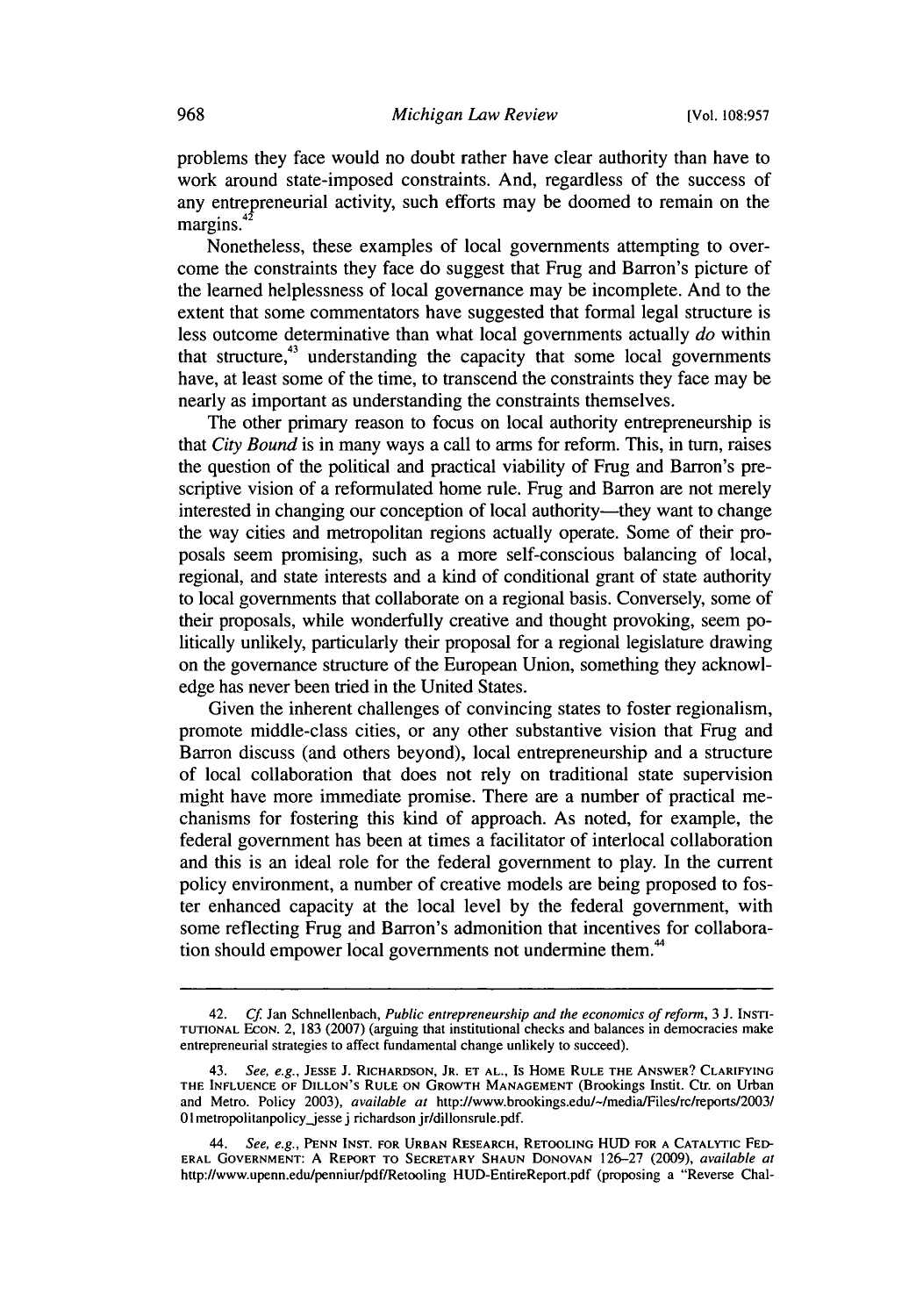problems they face would no doubt rather have clear authority than have to work around state-imposed constraints. And, regardless of the success of any entrepreneurial activity, such efforts may be doomed to remain on the margins.[42]

Nonetheless, these examples of local governments attempting to overcome the constraints they face do suggest that Frug and Barron's picture of the learned helplessness of local governance may be incomplete. And to the extent that some commentators have suggested that formal legal structure is less outcome determinative than what local governments actually *do* within that structure,[43] understanding the capacity that some local governments have, at least some of the time, to transcend the constraints they face may be nearly as important as understanding the constraints themselves.

The other primary reason to focus on local authority entrepreneurship is that *City Bound* is in many ways a call to arms for reform. This, in turn, raises the question of the political and practical viability of Frug and Barron's prescriptive vision of a reformulated home rule. Frug and Barron are not merely interested in changing our conception of local authority—they want to change the way cities and metropolitan regions actually operate. Some of their proposals seem promising, such as a more self-conscious balancing of local, regional, and state interests and a kind of conditional grant of state authority to local governments that collaborate on a regional basis. Conversely, some of their proposals, while wonderfully creative and thought provoking, seem politically unlikely, particularly their proposal for a regional legislature drawing on the governance structure of the European Union, something they acknowledge has never been tried in the United States.

Given the inherent challenges of convincing states to foster regionalism, promote middle-class cities, or any other substantive vision that Frug and Barron discuss (and others beyond), local entrepreneurship and a structure of local collaboration that does not rely on traditional state supervision might have more immediate promise. There are a number of practical mechanisms for fostering this kind of approach. As noted, for example, the federal government has been at times a facilitator of interlocal collaboration and this is an ideal role for the federal government to play. In the current policy environment, a number of creative models are being proposed to foster enhanced capacity at the local level by the federal government, with some reflecting Frug and Barron's admonition that incentives for collaboration should empower local governments not undermine them.[44]

---

42. *Cf.* Jan Schnellenbach, *Public entrepreneurship and the economics of reform*, 3 J. INSTITUTIONAL ECON. 2, 183 (2007) (arguing that institutional checks and balances in democracies make entrepreneurial strategies to affect fundamental change unlikely to succeed).

43. *See, e.g.*, JESSE J. RICHARDSON, JR. ET AL., IS HOME RULE THE ANSWER? CLARIFYING THE INFLUENCE OF DILLON'S RULE ON GROWTH MANAGEMENT (Brookings Instit. Ctr. on Urban and Metro. Policy 2003), *available at* http://www.brookings.edu/~/media/Files/rc/reports/2003/01metropolitanpolicy_jesse j richardson jr/dillonsrule.pdf.

44. *See, e.g.*, PENN INST. FOR URBAN RESEARCH, RETOOLING HUD FOR A CATALYTIC FEDERAL GOVERNMENT: A REPORT TO SECRETARY SHAUN DONOVAN 126–27 (2009), *available at* http://www.upenn.edu/penniur/pdf/Retooling HUD-EntireReport.pdf (proposing a "Reverse Chal-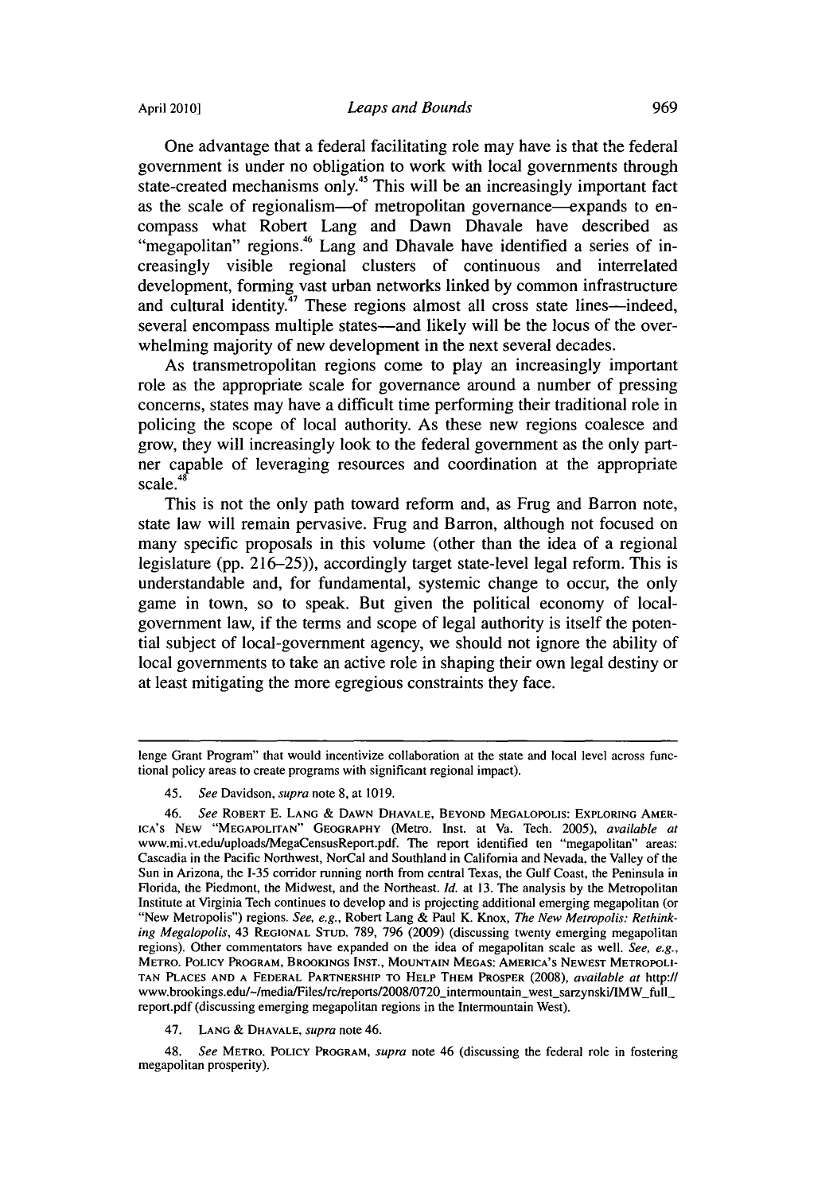One advantage that a federal facilitating role may have is that the federal government is under no obligation to work with local governments through state-created mechanisms only.[45] This will be an increasingly important fact as the scale of regionalism—of metropolitan governance—expands to encompass what Robert Lang and Dawn Dhavale have described as "megapolitan" regions.[46] Lang and Dhavale have identified a series of increasingly visible regional clusters of continuous and interrelated development, forming vast urban networks linked by common infrastructure and cultural identity.[47] These regions almost all cross state lines—indeed, several encompass multiple states—and likely will be the locus of the overwhelming majority of new development in the next several decades.

As transmetropolitan regions come to play an increasingly important role as the appropriate scale for governance around a number of pressing concerns, states may have a difficult time performing their traditional role in policing the scope of local authority. As these new regions coalesce and grow, they will increasingly look to the federal government as the only partner capable of leveraging resources and coordination at the appropriate scale.[48]

This is not the only path toward reform and, as Frug and Barron note, state law will remain pervasive. Frug and Barron, although not focused on many specific proposals in this volume (other than the idea of a regional legislature (pp. 216–25)), accordingly target state-level legal reform. This is understandable and, for fundamental, systemic change to occur, the only game in town, so to speak. But given the political economy of local-government law, if the terms and scope of legal authority is itself the potential subject of local-government agency, we should not ignore the ability of local governments to take an active role in shaping their own legal destiny or at least mitigating the more egregious constraints they face.

---

lenge Grant Program" that would incentivize collaboration at the state and local level across functional policy areas to create programs with significant regional impact).

45. *See* Davidson, *supra* note 8, at 1019.

46. *See* Robert E. Lang & Dawn Dhavale, Beyond Megalopolis: Exploring America's New "Megapolitan" Geography (Metro. Inst. at Va. Tech. 2005), *available at* www.mi.vt.edu/uploads/MegaCensusReport.pdf. The report identified ten "megapolitan" areas: Cascadia in the Pacific Northwest, NorCal and Southland in California and Nevada, the Valley of the Sun in Arizona, the I-35 corridor running north from central Texas, the Gulf Coast, the Peninsula in Florida, the Piedmont, the Midwest, and the Northeast. *Id.* at 13. The analysis by the Metropolitan Institute at Virginia Tech continues to develop and is projecting additional emerging megapolitan (or "New Metropolis") regions. *See, e.g.*, Robert Lang & Paul K. Knox, *The New Metropolis: Rethinking Megalopolis*, 43 Regional Stud. 789, 796 (2009) (discussing twenty emerging megapolitan regions). Other commentators have expanded on the idea of megapolitan scale as well. *See, e.g.*, Metro. Policy Program, Brookings Inst., Mountain Megas: America's Newest Metropolitan Places and a Federal Partnership to Help Them Prosper (2008), *available at* http://www.brookings.edu/~/media/Files/rc/reports/2008/0720_intermountain_west_sarzynski/IMW_full_report.pdf (discussing emerging megapolitan regions in the Intermountain West).

47. Lang & Dhavale, *supra* note 46.

48. *See* Metro. Policy Program, *supra* note 46 (discussing the federal role in fostering megapolitan prosperity).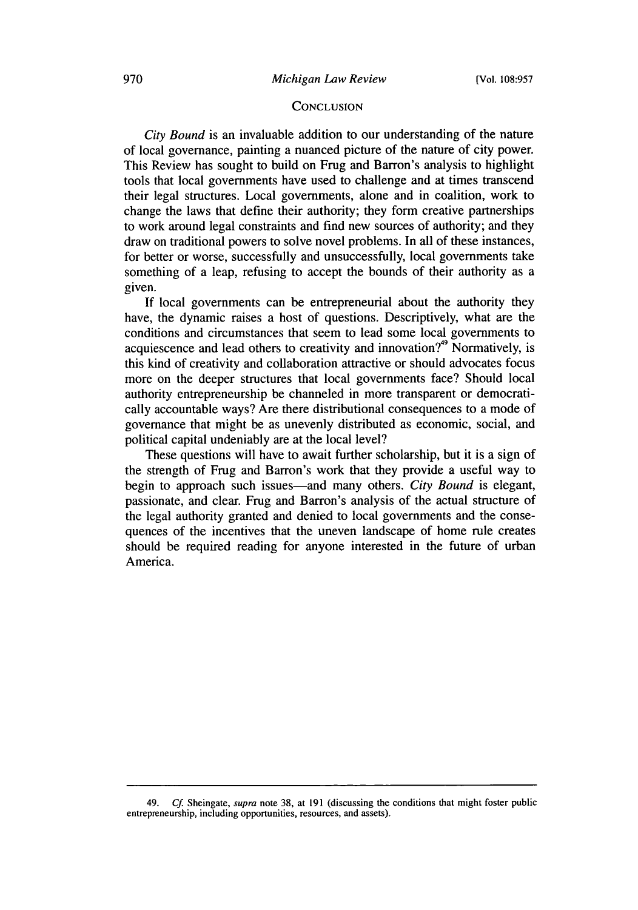## CONCLUSION

*City Bound* is an invaluable addition to our understanding of the nature of local governance, painting a nuanced picture of the nature of city power. This Review has sought to build on Frug and Barron's analysis to highlight tools that local governments have used to challenge and at times transcend their legal structures. Local governments, alone and in coalition, work to change the laws that define their authority; they form creative partnerships to work around legal constraints and find new sources of authority; and they draw on traditional powers to solve novel problems. In all of these instances, for better or worse, successfully and unsuccessfully, local governments take something of a leap, refusing to accept the bounds of their authority as a given.

If local governments can be entrepreneurial about the authority they have, the dynamic raises a host of questions. Descriptively, what are the conditions and circumstances that seem to lead some local governments to acquiescence and lead others to creativity and innovation?[49] Normatively, is this kind of creativity and collaboration attractive or should advocates focus more on the deeper structures that local governments face? Should local authority entrepreneurship be channeled in more transparent or democratically accountable ways? Are there distributional consequences to a mode of governance that might be as unevenly distributed as economic, social, and political capital undeniably are at the local level?

These questions will have to await further scholarship, but it is a sign of the strength of Frug and Barron's work that they provide a useful way to begin to approach such issues—and many others. *City Bound* is elegant, passionate, and clear. Frug and Barron's analysis of the actual structure of the legal authority granted and denied to local governments and the consequences of the incentives that the uneven landscape of home rule creates should be required reading for anyone interested in the future of urban America.

---

49. *Cf.* Sheingate, *supra* note 38, at 191 (discussing the conditions that might foster public entrepreneurship, including opportunities, resources, and assets).